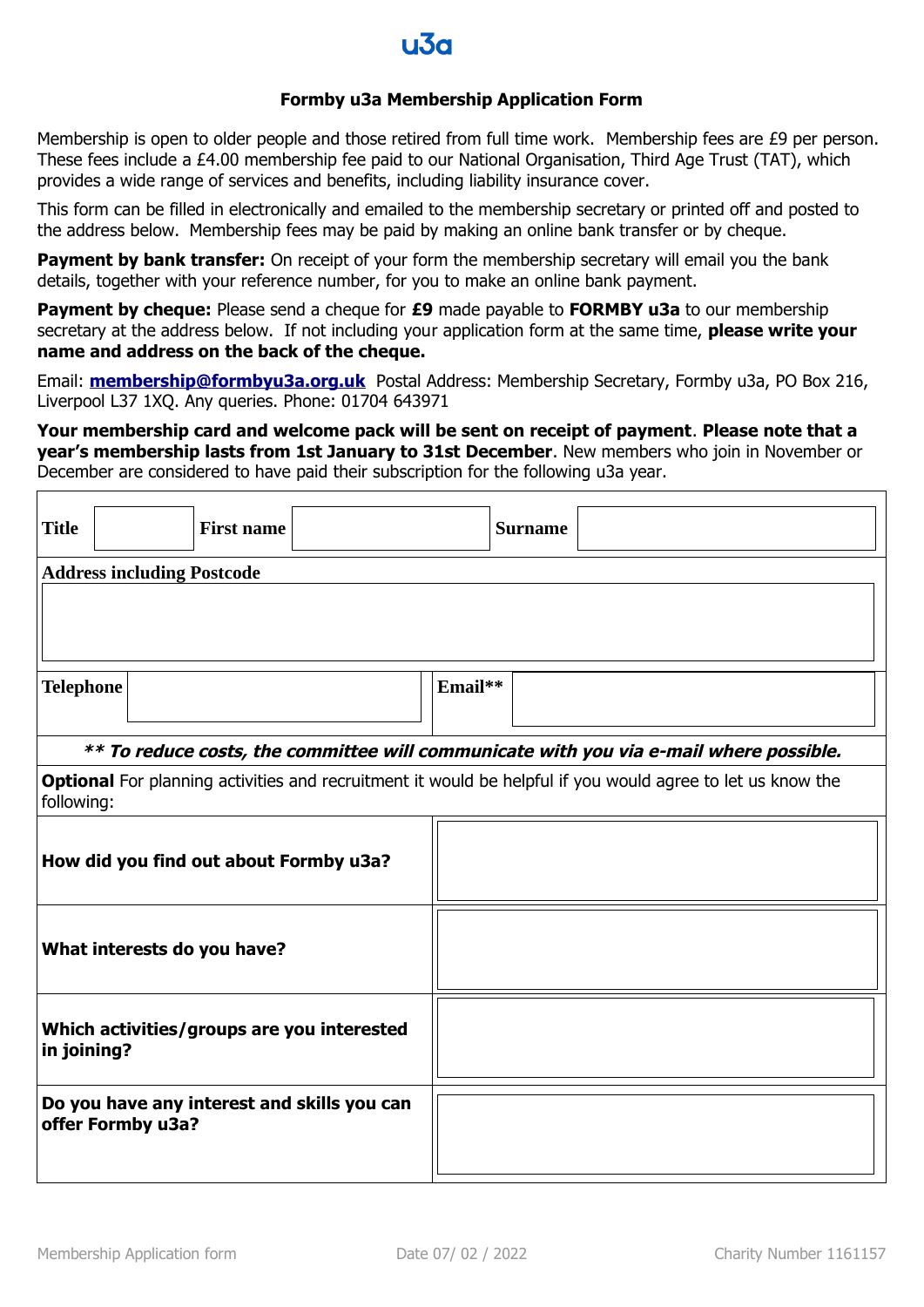u3a

# Formby u3a Membership Application Form

Membership is open to older people and those retired from full time work. Membership fees are £9 per person. These fees include a £4.00 membership fee paid to our National Organisation, Third Age Trust (TAT), which provides a wide range of services and benefits, including liability insurance cover.

This form can be filled in electronically and emailed to the membership secretary or printed off and posted to the address below. Membership fees may be paid by making an online bank transfer or by cheque.

**Payment by bank transfer:** On receipt of your form the membership secretary will email you the bank details, together with your reference number, for you to make an online bank payment.

**Payment by cheque:** Please send a cheque for **£9** made payable to **FORMBY u3a** to our membership secretary at the address below. If not including your application form at the same time, **please write your name and address on the back of the cheque.**

Email: **membership@formbyu3a.org.uk** Postal Address: Membership Secretary, Formby u3a, PO Box 216, Liverpool L37 1XQ. Any queries. Phone: 01704 643971

**Your membership card and welcome pack will be sent on receipt of payment**. **Please note that a year's membership lasts from 1st January to 31st December**. New members who join in November or December are considered to have paid their subscription for the following u3a year.

| | | | | | |
|---|---|---|---|---|---|
| **Title** | | **First name** | | **Surname** | |
| **Address including Postcode** | | | | | |
| **Telephone** | | | **Email**** | | |

***\** To reduce costs, the committee will communicate with you via e-mail where possible.***

**Optional** For planning activities and recruitment it would be helpful if you would agree to let us know the following:

| | |
|---|---|
| **How did you find out about Formby u3a?** | |
| **What interests do you have?** | |
| **Which activities/groups are you interested in joining?** | |
| **Do you have any interest and skills you can offer Formby u3a?** | |

Membership Application form | Date 07/ 02 / 2022 | Charity Number 1161157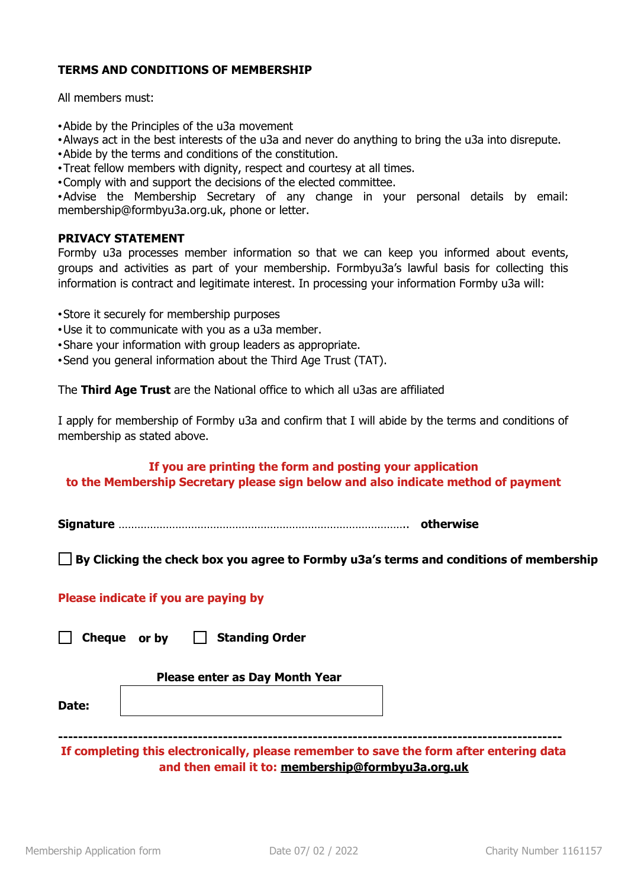**TERMS AND CONDITIONS OF MEMBERSHIP**

All members must:

- Abide by the Principles of the u3a movement
- Always act in the best interests of the u3a and never do anything to bring the u3a into disrepute.
- Abide by the terms and conditions of the constitution.
- Treat fellow members with dignity, respect and courtesy at all times.
- Comply with and support the decisions of the elected committee.
- Advise the Membership Secretary of any change in your personal details by email: membership@formbyu3a.org.uk, phone or letter.

**PRIVACY STATEMENT**

Formby u3a processes member information so that we can keep you informed about events, groups and activities as part of your membership. Formbyu3a's lawful basis for collecting this information is contract and legitimate interest. In processing your information Formby u3a will:

- Store it securely for membership purposes
- Use it to communicate with you as a u3a member.
- Share your information with group leaders as appropriate.
- Send you general information about the Third Age Trust (TAT).

The **Third Age Trust** are the National office to which all u3as are affiliated

I apply for membership of Formby u3a and confirm that I will abide by the terms and conditions of membership as stated above.

**If you are printing the form and posting your application to the Membership Secretary please sign below and also indicate method of payment**

**Signature** ………………………………………………………………………………. **otherwise**

☐ **By Clicking the check box you agree to Formby u3a's terms and conditions of membership**

**Please indicate if you are paying by**

☐ **Cheque** **or by** ☐ **Standing Order**

**Please enter as Day Month Year**

**Date:** ____________________

---

**If completing this electronically, please remember to save the form after entering data and then email it to: membership@formbyu3a.org.uk**

Membership Application form — Date 07/ 02 / 2022 — Charity Number 1161157